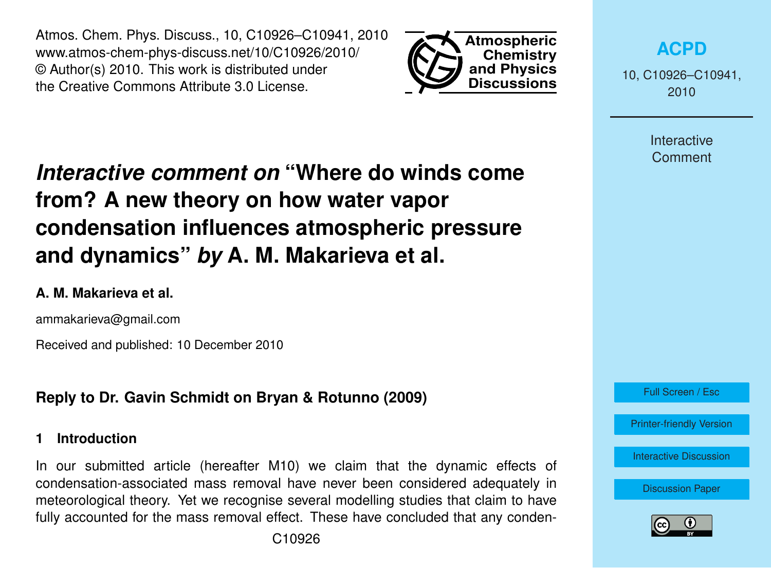# *Interactive comment on* "Where do winds come from? A new theory on how water vapor condensation influences atmospheric pressure and dynamics" *by* A. M. Makarieva et al.

**A. M. Makarieva et al.**

ammakarieva@gmail.com

Received and published: 10 December 2010

## Reply to Dr. Gavin Schmidt on Bryan & Rotunno (2009)

### 1 Introduction

In our submitted article (hereafter M10) we claim that the dynamic effects of condensation-associated mass removal have never been considered adequately in meteorological theory. Yet we recognise several modelling studies that claim to have fully accounted for the mass removal effect. These have concluded that any conden-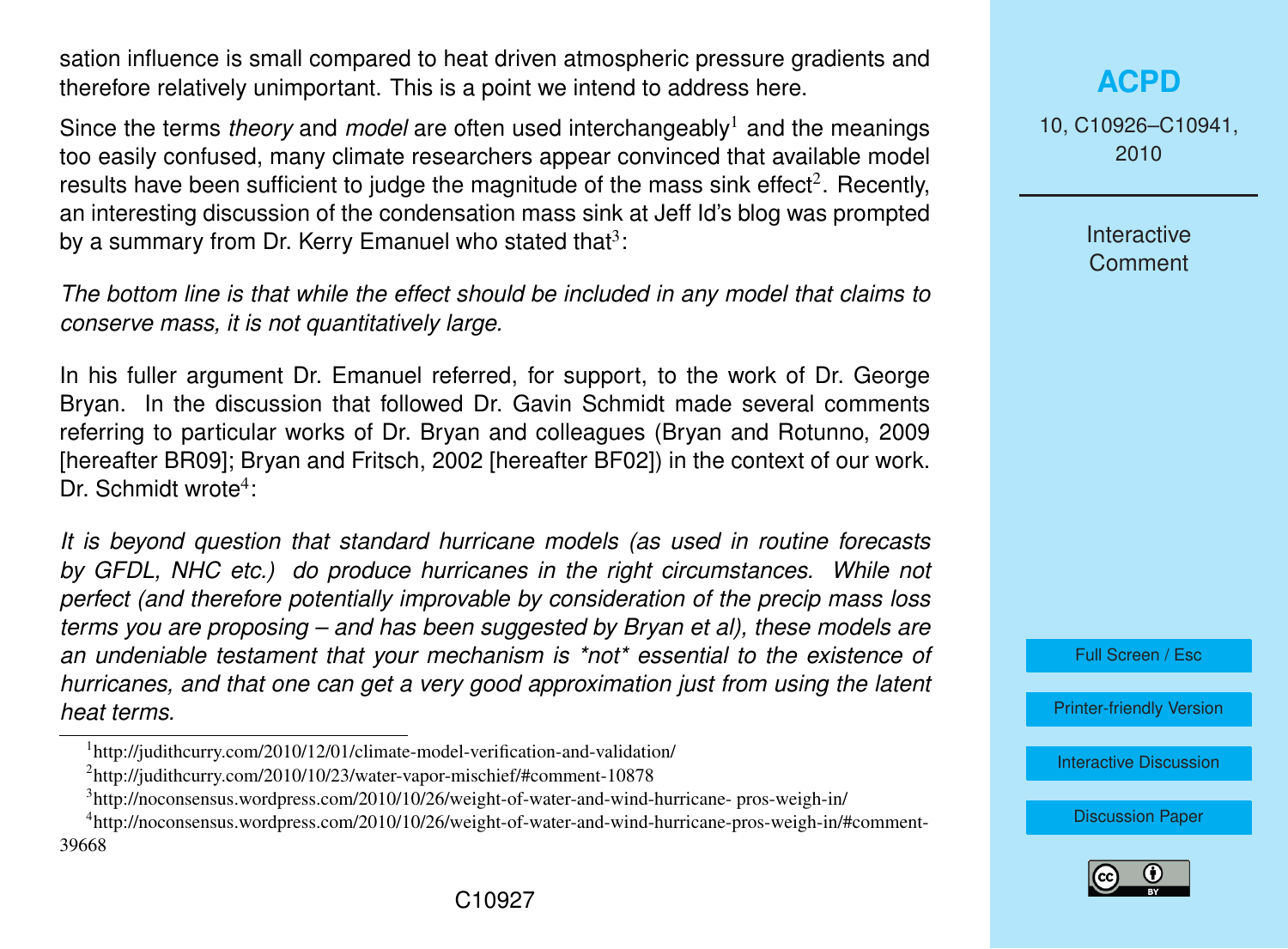sation influence is small compared to heat driven atmospheric pressure gradients and therefore relatively unimportant. This is a point we intend to address here.

Since the terms *theory* and *model* are often used interchangeably[1] and the meanings too easily confused, many climate researchers appear convinced that available model results have been sufficient to judge the magnitude of the mass sink effect[2]. Recently, an interesting discussion of the condensation mass sink at Jeff Id's blog was prompted by a summary from Dr. Kerry Emanuel who stated that[3]:

*The bottom line is that while the effect should be included in any model that claims to conserve mass, it is not quantitatively large.*

In his fuller argument Dr. Emanuel referred, for support, to the work of Dr. George Bryan. In the discussion that followed Dr. Gavin Schmidt made several comments referring to particular works of Dr. Bryan and colleagues (Bryan and Rotunno, 2009 [hereafter BR09]; Bryan and Fritsch, 2002 [hereafter BF02]) in the context of our work. Dr. Schmidt wrote[4]:

*It is beyond question that standard hurricane models (as used in routine forecasts by GFDL, NHC etc.) do produce hurricanes in the right circumstances. While not perfect (and therefore potentially improvable by consideration of the precip mass loss terms you are proposing – and has been suggested by Bryan et al), these models are an undeniable testament that your mechanism is *not* essential to the existence of hurricanes, and that one can get a very good approximation just from using the latent heat terms.*

---

[1] http://judithcurry.com/2010/12/01/climate-model-verification-and-validation/

[2] http://judithcurry.com/2010/10/23/water-vapor-mischief/#comment-10878

[3] http://noconsensus.wordpress.com/2010/10/26/weight-of-water-and-wind-hurricane- pros-weigh-in/

[4] http://noconsensus.wordpress.com/2010/10/26/weight-of-water-and-wind-hurricane-pros-weigh-in/#comment-39668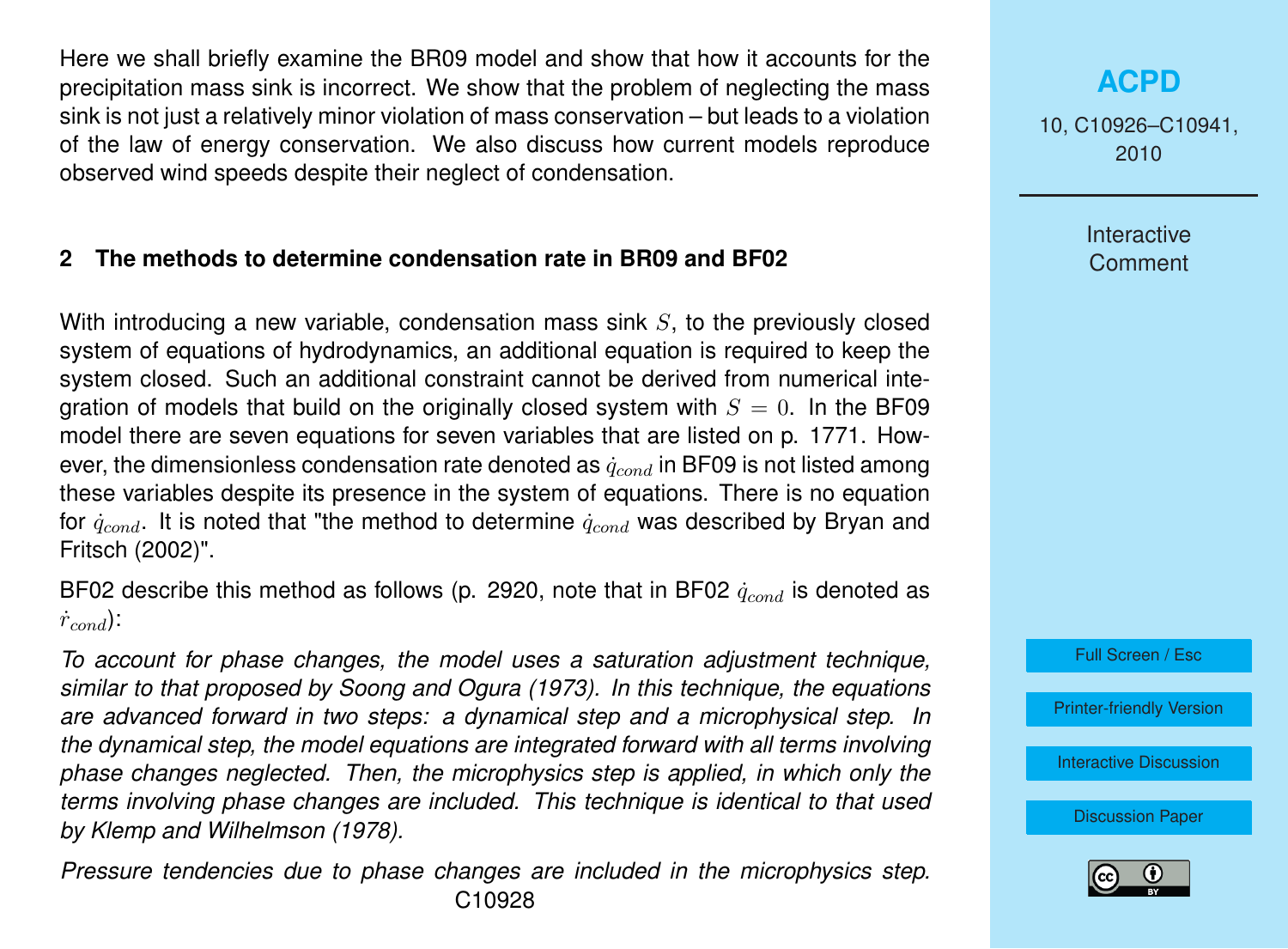Here we shall briefly examine the BR09 model and show that how it accounts for the precipitation mass sink is incorrect. We show that the problem of neglecting the mass sink is not just a relatively minor violation of mass conservation – but leads to a violation of the law of energy conservation. We also discuss how current models reproduce observed wind speeds despite their neglect of condensation.

## 2 The methods to determine condensation rate in BR09 and BF02

With introducing a new variable, condensation mass sink $S$, to the previously closed system of equations of hydrodynamics, an additional equation is required to keep the system closed. Such an additional constraint cannot be derived from numerical integration of models that build on the originally closed system with $S = 0$. In the BF09 model there are seven equations for seven variables that are listed on p. 1771. However, the dimensionless condensation rate denoted as $\dot{q}_{cond}$ in BF09 is not listed among these variables despite its presence in the system of equations. There is no equation for $\dot{q}_{cond}$. It is noted that "the method to determine $\dot{q}_{cond}$ was described by Bryan and Fritsch (2002)".

BF02 describe this method as follows (p. 2920, note that in BF02 $\dot{q}_{cond}$ is denoted as $\dot{r}_{cond}$):

*To account for phase changes, the model uses a saturation adjustment technique, similar to that proposed by Soong and Ogura (1973). In this technique, the equations are advanced forward in two steps: a dynamical step and a microphysical step. In the dynamical step, the model equations are integrated forward with all terms involving phase changes neglected. Then, the microphysics step is applied, in which only the terms involving phase changes are included. This technique is identical to that used by Klemp and Wilhelmson (1978).*

*Pressure tendencies due to phase changes are included in the microphysics step.*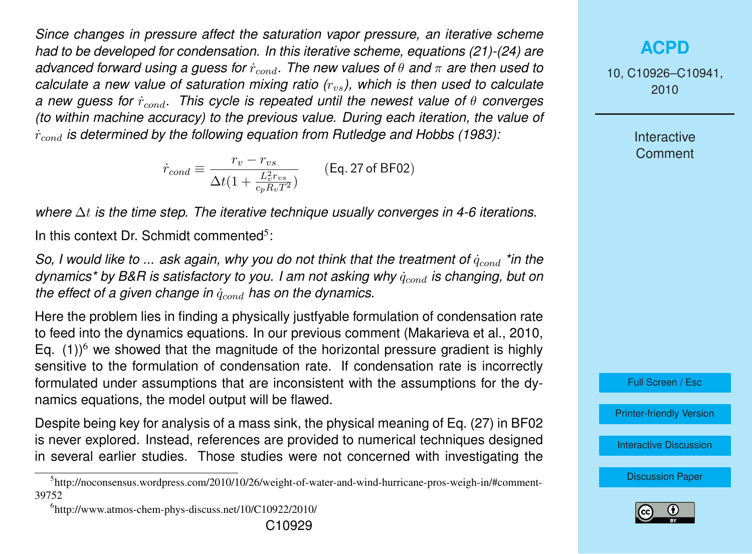*Since changes in pressure affect the saturation vapor pressure, an iterative scheme had to be developed for condensation. In this iterative scheme, equations (21)-(24) are advanced forward using a guess for $\dot{r}_{cond}$. The new values of $\theta$ and $\pi$ are then used to calculate a new value of saturation mixing ratio ($r_{vs}$), which is then used to calculate a new guess for $\dot{r}_{cond}$. This cycle is repeated until the newest value of $\theta$ converges (to within machine accuracy) to the previous value. During each iteration, the value of $\dot{r}_{cond}$ is determined by the following equation from Rutledge and Hobbs (1983):*

$$\dot{r}_{cond} \equiv \frac{r_v - r_{vs}}{\Delta t \left(1 + \frac{L_v^2 r_{vs}}{c_p R_v T^2}\right)} \qquad \text{(Eq. 27 of BF02)}$$

*where $\Delta t$ is the time step. The iterative technique usually converges in 4-6 iterations.*

In this context Dr. Schmidt commented[5]:

*So, I would like to ... ask again, why you do not think that the treatment of $\dot{q}_{cond}$ \*in the dynamics\* by B&R is satisfactory to you. I am not asking why $\dot{q}_{cond}$ is changing, but on the effect of a given change in $\dot{q}_{cond}$ has on the dynamics.*

Here the problem lies in finding a physically justfyable formulation of condensation rate to feed into the dynamics equations. In our previous comment (Makarieva et al., 2010, Eq. (1))[6] we showed that the magnitude of the horizontal pressure gradient is highly sensitive to the formulation of condensation rate. If condensation rate is incorrectly formulated under assumptions that are inconsistent with the assumptions for the dynamics equations, the model output will be flawed.

Despite being key for analysis of a mass sink, the physical meaning of Eq. (27) in BF02 is never explored. Instead, references are provided to numerical techniques designed in several earlier studies. Those studies were not concerned with investigating the

[5] http://noconsensus.wordpress.com/2010/10/26/weight-of-water-and-wind-hurricane-pros-weigh-in/#comment-39752

[6] http://www.atmos-chem-phys-discuss.net/10/C10922/2010/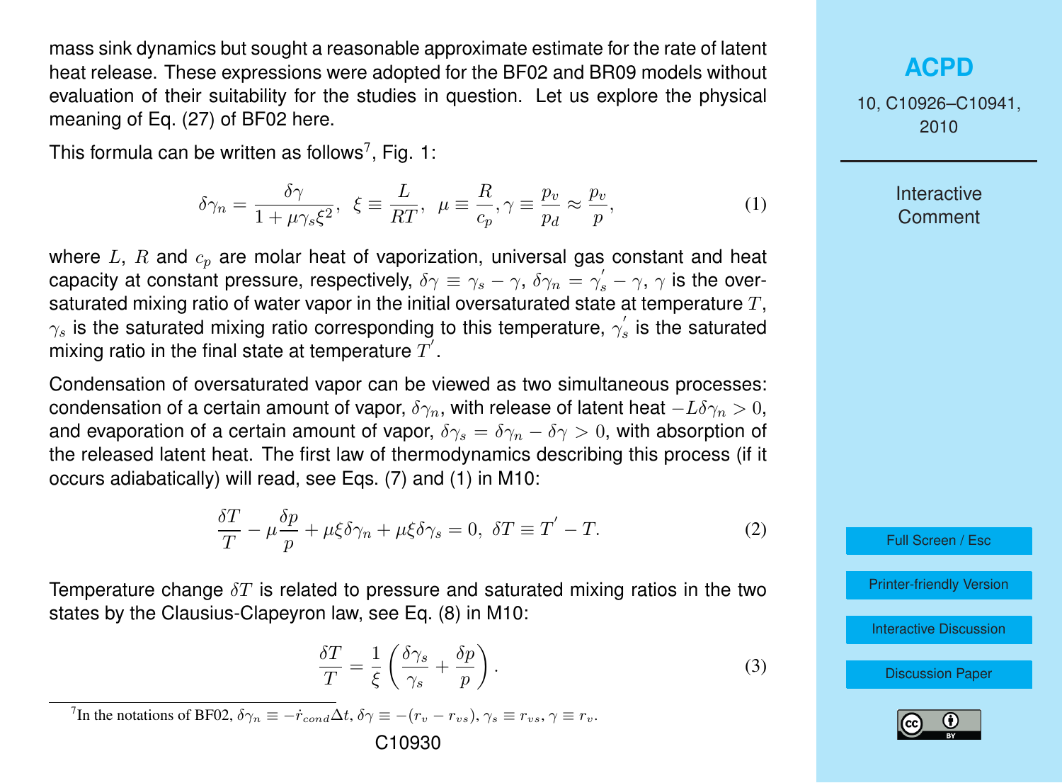mass sink dynamics but sought a reasonable approximate estimate for the rate of latent heat release. These expressions were adopted for the BF02 and BR09 models without evaluation of their suitability for the studies in question. Let us explore the physical meaning of Eq. (27) of BF02 here.

This formula can be written as follows[7], Fig. 1:

$$\delta\gamma_n = \frac{\delta\gamma}{1+\mu\gamma_s\xi^2}, \;\; \xi \equiv \frac{L}{RT}, \;\; \mu \equiv \frac{R}{c_p}, \gamma \equiv \frac{p_v}{p_d} \approx \frac{p_v}{p}, \tag{1}$$

where $L$, $R$ and $c_p$ are molar heat of vaporization, universal gas constant and heat capacity at constant pressure, respectively, $\delta\gamma \equiv \gamma_s - \gamma$, $\delta\gamma_n = \gamma_s^{'} - \gamma$, $\gamma$ is the oversaturated mixing ratio of water vapor in the initial oversaturated state at temperature $T$, $\gamma_s$ is the saturated mixing ratio corresponding to this temperature, $\gamma_s^{'}$ is the saturated mixing ratio in the final state at temperature $T^{'}$.

Condensation of oversaturated vapor can be viewed as two simultaneous processes: condensation of a certain amount of vapor, $\delta\gamma_n$, with release of latent heat $-L\delta\gamma_n > 0$, and evaporation of a certain amount of vapor, $\delta\gamma_s = \delta\gamma_n - \delta\gamma > 0$, with absorption of the released latent heat. The first law of thermodynamics describing this process (if it occurs adiabatically) will read, see Eqs. (7) and (1) in M10:

$$\frac{\delta T}{T} - \mu\frac{\delta p}{p} + \mu\xi\delta\gamma_n + \mu\xi\delta\gamma_s = 0, \;\; \delta T \equiv T^{'} - T. \tag{2}$$

Temperature change $\delta T$ is related to pressure and saturated mixing ratios in the two states by the Clausius-Clapeyron law, see Eq. (8) in M10:

$$\frac{\delta T}{T} = \frac{1}{\xi}\left(\frac{\delta\gamma_s}{\gamma_s} + \frac{\delta p}{p}\right). \tag{3}$$

[7] In the notations of BF02, $\delta\gamma_n \equiv -\dot{r}_{cond}\Delta t$, $\delta\gamma \equiv -(r_v - r_{vs})$, $\gamma_s \equiv r_{vs}$, $\gamma \equiv r_v$.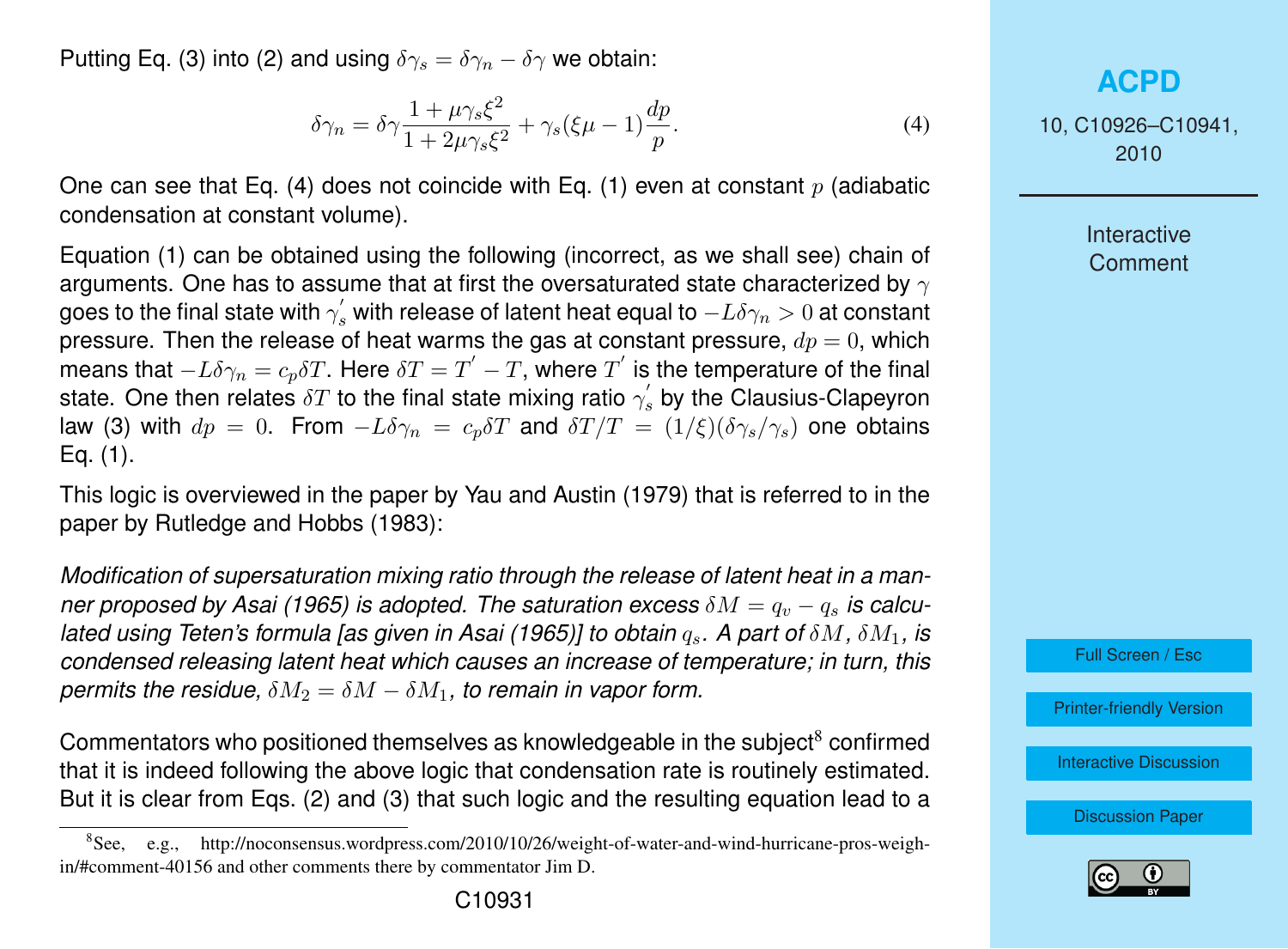Putting Eq. (3) into (2) and using $\delta\gamma_s = \delta\gamma_n - \delta\gamma$ we obtain:

$$\delta\gamma_n = \delta\gamma \frac{1+\mu\gamma_s\xi^2}{1+2\mu\gamma_s\xi^2} + \gamma_s(\xi\mu - 1)\frac{dp}{p}. \tag{4}$$

One can see that Eq. (4) does not coincide with Eq. (1) even at constant $p$ (adiabatic condensation at constant volume).

Equation (1) can be obtained using the following (incorrect, as we shall see) chain of arguments. One has to assume that at first the oversaturated state characterized by $\gamma$ goes to the final state with $\gamma_s^{'}$ with release of latent heat equal to $-L\delta\gamma_n > 0$ at constant pressure. Then the release of heat warms the gas at constant pressure, $dp = 0$, which means that $-L\delta\gamma_n = c_p\delta T$. Here $\delta T = T^{'} - T$, where $T^{'}$ is the temperature of the final state. One then relates $\delta T$ to the final state mixing ratio $\gamma_s^{'}$ by the Clausius-Clapeyron law (3) with $dp = 0$. From $-L\delta\gamma_n = c_p\delta T$ and $\delta T/T = (1/\xi)(\delta\gamma_s/\gamma_s)$ one obtains Eq. (1).

This logic is overviewed in the paper by Yau and Austin (1979) that is referred to in the paper by Rutledge and Hobbs (1983):

*Modification of supersaturation mixing ratio through the release of latent heat in a manner proposed by Asai (1965) is adopted. The saturation excess $\delta M = q_v - q_s$ is calculated using Teten's formula [as given in Asai (1965)] to obtain $q_s$. A part of $\delta M$, $\delta M_1$, is condensed releasing latent heat which causes an increase of temperature; in turn, this permits the residue, $\delta M_2 = \delta M - \delta M_1$, to remain in vapor form.*

Commentators who positioned themselves as knowledgeable in the subject[8] confirmed that it is indeed following the above logic that condensation rate is routinely estimated. But it is clear from Eqs. (2) and (3) that such logic and the resulting equation lead to a

[8] See, e.g., http://noconsensus.wordpress.com/2010/10/26/weight-of-water-and-wind-hurricane-pros-weigh-in/#comment-40156 and other comments there by commentator Jim D.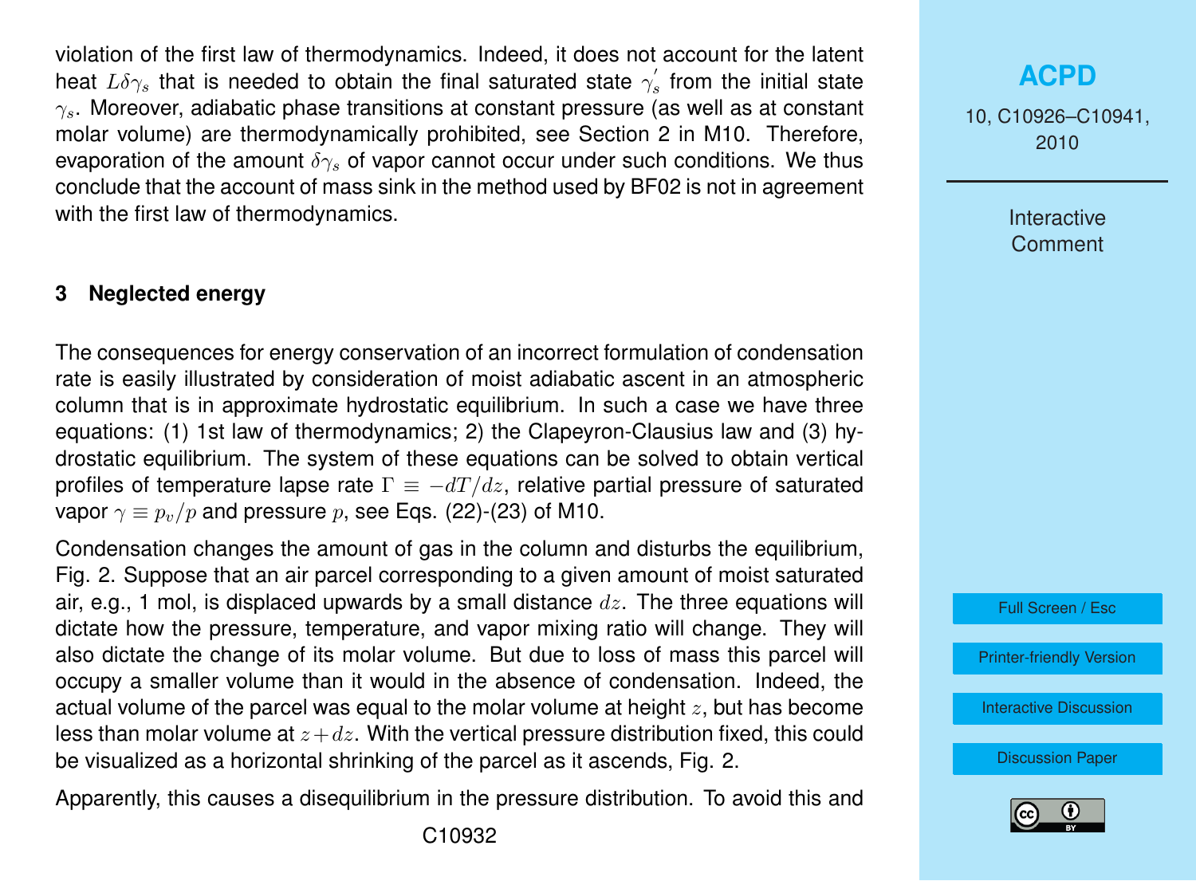violation of the first law of thermodynamics. Indeed, it does not account for the latent heat $L\delta\gamma_s$ that is needed to obtain the final saturated state $\gamma_s^{'}$ from the initial state $\gamma_s$. Moreover, adiabatic phase transitions at constant pressure (as well as at constant molar volume) are thermodynamically prohibited, see Section 2 in M10. Therefore, evaporation of the amount $\delta\gamma_s$ of vapor cannot occur under such conditions. We thus conclude that the account of mass sink in the method used by BF02 is not in agreement with the first law of thermodynamics.

## 3 Neglected energy

The consequences for energy conservation of an incorrect formulation of condensation rate is easily illustrated by consideration of moist adiabatic ascent in an atmospheric column that is in approximate hydrostatic equilibrium. In such a case we have three equations: (1) 1st law of thermodynamics; 2) the Clapeyron-Clausius law and (3) hydrostatic equilibrium. The system of these equations can be solved to obtain vertical profiles of temperature lapse rate $\Gamma \equiv -dT/dz$, relative partial pressure of saturated vapor $\gamma \equiv p_v/p$ and pressure $p$, see Eqs. (22)-(23) of M10.

Condensation changes the amount of gas in the column and disturbs the equilibrium, Fig. 2. Suppose that an air parcel corresponding to a given amount of moist saturated air, e.g., 1 mol, is displaced upwards by a small distance $dz$. The three equations will dictate how the pressure, temperature, and vapor mixing ratio will change. They will also dictate the change of its molar volume. But due to loss of mass this parcel will occupy a smaller volume than it would in the absence of condensation. Indeed, the actual volume of the parcel was equal to the molar volume at height $z$, but has become less than molar volume at $z + dz$. With the vertical pressure distribution fixed, this could be visualized as a horizontal shrinking of the parcel as it ascends, Fig. 2.

Apparently, this causes a disequilibrium in the pressure distribution. To avoid this and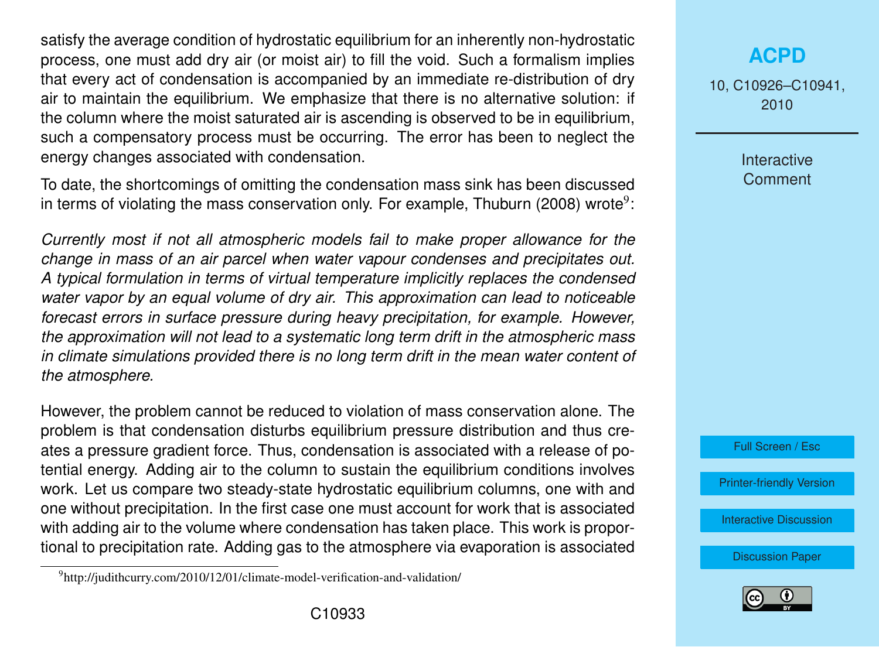satisfy the average condition of hydrostatic equilibrium for an inherently non-hydrostatic process, one must add dry air (or moist air) to fill the void. Such a formalism implies that every act of condensation is accompanied by an immediate re-distribution of dry air to maintain the equilibrium. We emphasize that there is no alternative solution: if the column where the moist saturated air is ascending is observed to be in equilibrium, such a compensatory process must be occurring. The error has been to neglect the energy changes associated with condensation.

To date, the shortcomings of omitting the condensation mass sink has been discussed in terms of violating the mass conservation only. For example, Thuburn (2008) wrote[9]:

*Currently most if not all atmospheric models fail to make proper allowance for the change in mass of an air parcel when water vapour condenses and precipitates out. A typical formulation in terms of virtual temperature implicitly replaces the condensed water vapor by an equal volume of dry air. This approximation can lead to noticeable forecast errors in surface pressure during heavy precipitation, for example. However, the approximation will not lead to a systematic long term drift in the atmospheric mass in climate simulations provided there is no long term drift in the mean water content of the atmosphere.*

However, the problem cannot be reduced to violation of mass conservation alone. The problem is that condensation disturbs equilibrium pressure distribution and thus creates a pressure gradient force. Thus, condensation is associated with a release of potential energy. Adding air to the column to sustain the equilibrium conditions involves work. Let us compare two steady-state hydrostatic equilibrium columns, one with and one without precipitation. In the first case one must account for work that is associated with adding air to the volume where condensation has taken place. This work is proportional to precipitation rate. Adding gas to the atmosphere via evaporation is associated

[9]http://judithcurry.com/2010/12/01/climate-model-verification-and-validation/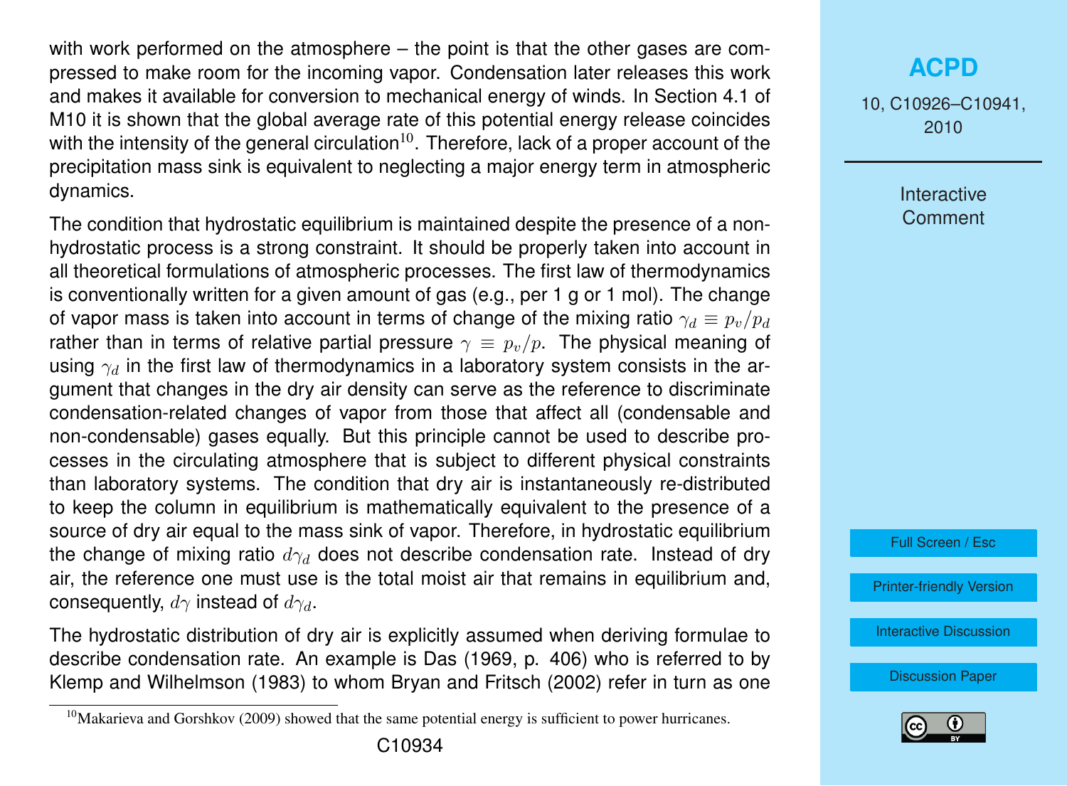with work performed on the atmosphere – the point is that the other gases are compressed to make room for the incoming vapor. Condensation later releases this work and makes it available for conversion to mechanical energy of winds. In Section 4.1 of M10 it is shown that the global average rate of this potential energy release coincides with the intensity of the general circulation[10]. Therefore, lack of a proper account of the precipitation mass sink is equivalent to neglecting a major energy term in atmospheric dynamics.

The condition that hydrostatic equilibrium is maintained despite the presence of a non-hydrostatic process is a strong constraint. It should be properly taken into account in all theoretical formulations of atmospheric processes. The first law of thermodynamics is conventionally written for a given amount of gas (e.g., per 1 g or 1 mol). The change of vapor mass is taken into account in terms of change of the mixing ratio $\gamma_d \equiv p_v/p_d$ rather than in terms of relative partial pressure $\gamma \equiv p_v/p$. The physical meaning of using $\gamma_d$ in the first law of thermodynamics in a laboratory system consists in the argument that changes in the dry air density can serve as the reference to discriminate condensation-related changes of vapor from those that affect all (condensable and non-condensable) gases equally. But this principle cannot be used to describe processes in the circulating atmosphere that is subject to different physical constraints than laboratory systems. The condition that dry air is instantaneously re-distributed to keep the column in equilibrium is mathematically equivalent to the presence of a source of dry air equal to the mass sink of vapor. Therefore, in hydrostatic equilibrium the change of mixing ratio $d\gamma_d$ does not describe condensation rate. Instead of dry air, the reference one must use is the total moist air that remains in equilibrium and, consequently, $d\gamma$ instead of $d\gamma_d$.

The hydrostatic distribution of dry air is explicitly assumed when deriving formulae to describe condensation rate. An example is Das (1969, p. 406) who is referred to by Klemp and Wilhelmson (1983) to whom Bryan and Fritsch (2002) refer in turn as one

[10] Makarieva and Gorshkov (2009) showed that the same potential energy is sufficient to power hurricanes.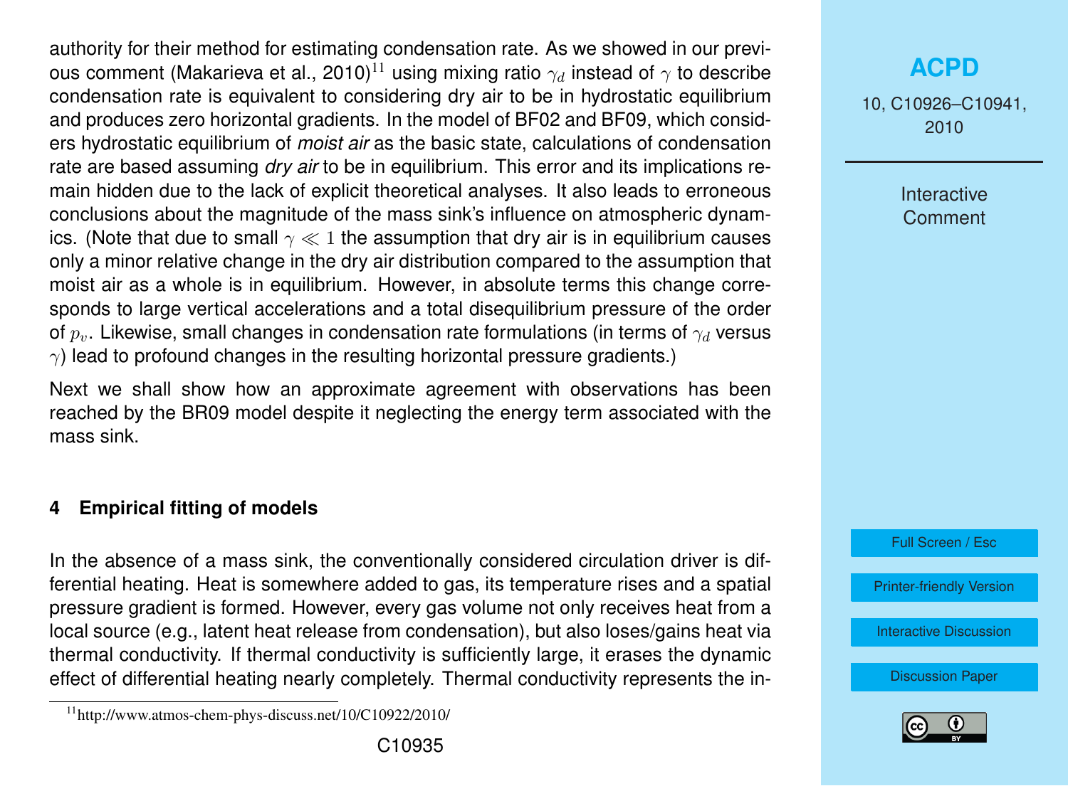authority for their method for estimating condensation rate. As we showed in our previous comment (Makarieva et al., 2010)[11] using mixing ratio $\gamma_d$ instead of $\gamma$ to describe condensation rate is equivalent to considering dry air to be in hydrostatic equilibrium and produces zero horizontal gradients. In the model of BF02 and BF09, which considers hydrostatic equilibrium of *moist air* as the basic state, calculations of condensation rate are based assuming *dry air* to be in equilibrium. This error and its implications remain hidden due to the lack of explicit theoretical analyses. It also leads to erroneous conclusions about the magnitude of the mass sink's influence on atmospheric dynamics. (Note that due to small $\gamma \ll 1$ the assumption that dry air is in equilibrium causes only a minor relative change in the dry air distribution compared to the assumption that moist air as a whole is in equilibrium. However, in absolute terms this change corresponds to large vertical accelerations and a total disequilibrium pressure of the order of $p_v$. Likewise, small changes in condensation rate formulations (in terms of $\gamma_d$ versus $\gamma$) lead to profound changes in the resulting horizontal pressure gradients.)

Next we shall show how an approximate agreement with observations has been reached by the BR09 model despite it neglecting the energy term associated with the mass sink.

## 4 Empirical fitting of models

In the absence of a mass sink, the conventionally considered circulation driver is differential heating. Heat is somewhere added to gas, its temperature rises and a spatial pressure gradient is formed. However, every gas volume not only receives heat from a local source (e.g., latent heat release from condensation), but also loses/gains heat via thermal conductivity. If thermal conductivity is sufficiently large, it erases the dynamic effect of differential heating nearly completely. Thermal conductivity represents the in-

[11] http://www.atmos-chem-phys-discuss.net/10/C10922/2010/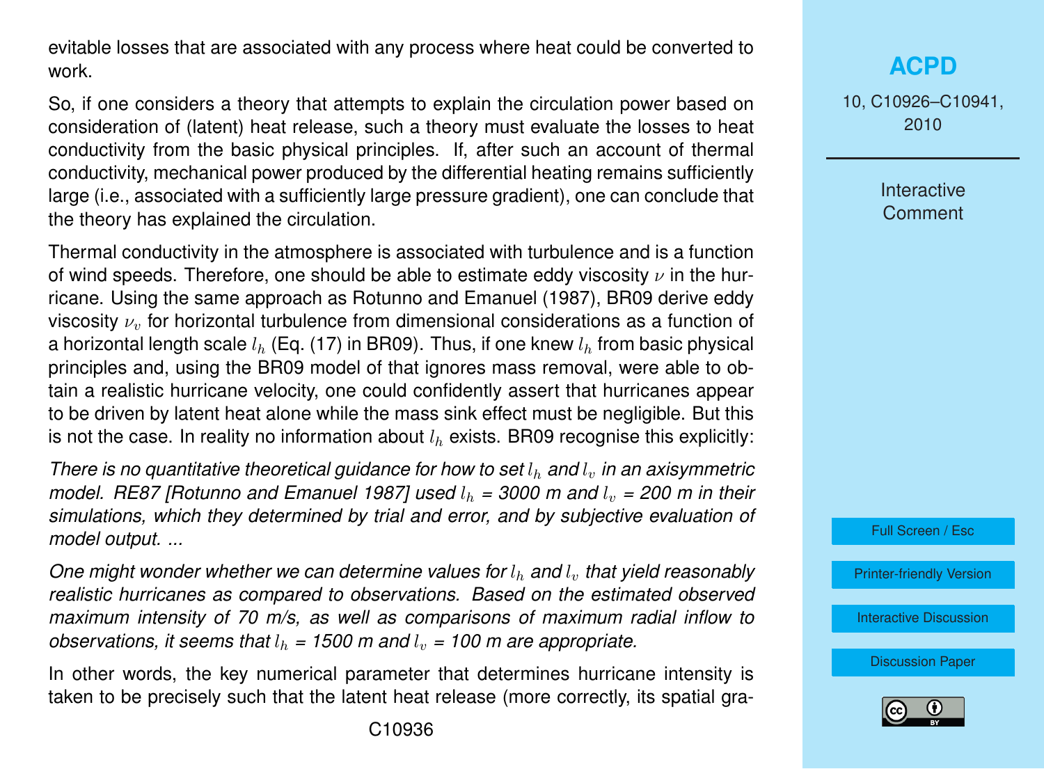evitable losses that are associated with any process where heat could be converted to work.

So, if one considers a theory that attempts to explain the circulation power based on consideration of (latent) heat release, such a theory must evaluate the losses to heat conductivity from the basic physical principles. If, after such an account of thermal conductivity, mechanical power produced by the differential heating remains sufficiently large (i.e., associated with a sufficiently large pressure gradient), one can conclude that the theory has explained the circulation.

Thermal conductivity in the atmosphere is associated with turbulence and is a function of wind speeds. Therefore, one should be able to estimate eddy viscosity $\nu$ in the hurricane. Using the same approach as Rotunno and Emanuel (1987), BR09 derive eddy viscosity $\nu_v$ for horizontal turbulence from dimensional considerations as a function of a horizontal length scale $l_h$ (Eq. (17) in BR09). Thus, if one knew $l_h$ from basic physical principles and, using the BR09 model of that ignores mass removal, were able to obtain a realistic hurricane velocity, one could confidently assert that hurricanes appear to be driven by latent heat alone while the mass sink effect must be negligible. But this is not the case. In reality no information about $l_h$ exists. BR09 recognise this explicitly:

*There is no quantitative theoretical guidance for how to set $l_h$ and $l_v$ in an axisymmetric model. RE87 [Rotunno and Emanuel 1987] used $l_h$ = 3000 m and $l_v$ = 200 m in their simulations, which they determined by trial and error, and by subjective evaluation of model output. ...*

*One might wonder whether we can determine values for $l_h$ and $l_v$ that yield reasonably realistic hurricanes as compared to observations. Based on the estimated observed maximum intensity of 70 m/s, as well as comparisons of maximum radial inflow to observations, it seems that $l_h$ = 1500 m and $l_v$ = 100 m are appropriate.*

In other words, the key numerical parameter that determines hurricane intensity is taken to be precisely such that the latent heat release (more correctly, its spatial gra-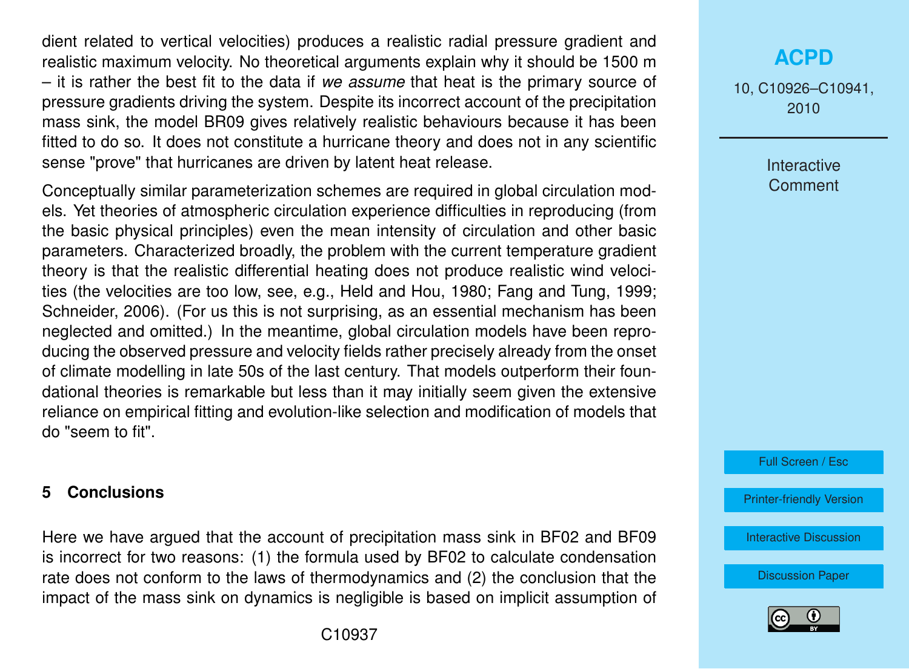dient related to vertical velocities) produces a realistic radial pressure gradient and realistic maximum velocity. No theoretical arguments explain why it should be 1500 m – it is rather the best fit to the data if *we assume* that heat is the primary source of pressure gradients driving the system. Despite its incorrect account of the precipitation mass sink, the model BR09 gives relatively realistic behaviours because it has been fitted to do so. It does not constitute a hurricane theory and does not in any scientific sense "prove" that hurricanes are driven by latent heat release.

Conceptually similar parameterization schemes are required in global circulation models. Yet theories of atmospheric circulation experience difficulties in reproducing (from the basic physical principles) even the mean intensity of circulation and other basic parameters. Characterized broadly, the problem with the current temperature gradient theory is that the realistic differential heating does not produce realistic wind velocities (the velocities are too low, see, e.g., Held and Hou, 1980; Fang and Tung, 1999; Schneider, 2006). (For us this is not surprising, as an essential mechanism has been neglected and omitted.) In the meantime, global circulation models have been reproducing the observed pressure and velocity fields rather precisely already from the onset of climate modelling in late 50s of the last century. That models outperform their foundational theories is remarkable but less than it may initially seem given the extensive reliance on empirical fitting and evolution-like selection and modification of models that do "seem to fit".

## 5 Conclusions

Here we have argued that the account of precipitation mass sink in BF02 and BF09 is incorrect for two reasons: (1) the formula used by BF02 to calculate condensation rate does not conform to the laws of thermodynamics and (2) the conclusion that the impact of the mass sink on dynamics is negligible is based on implicit assumption of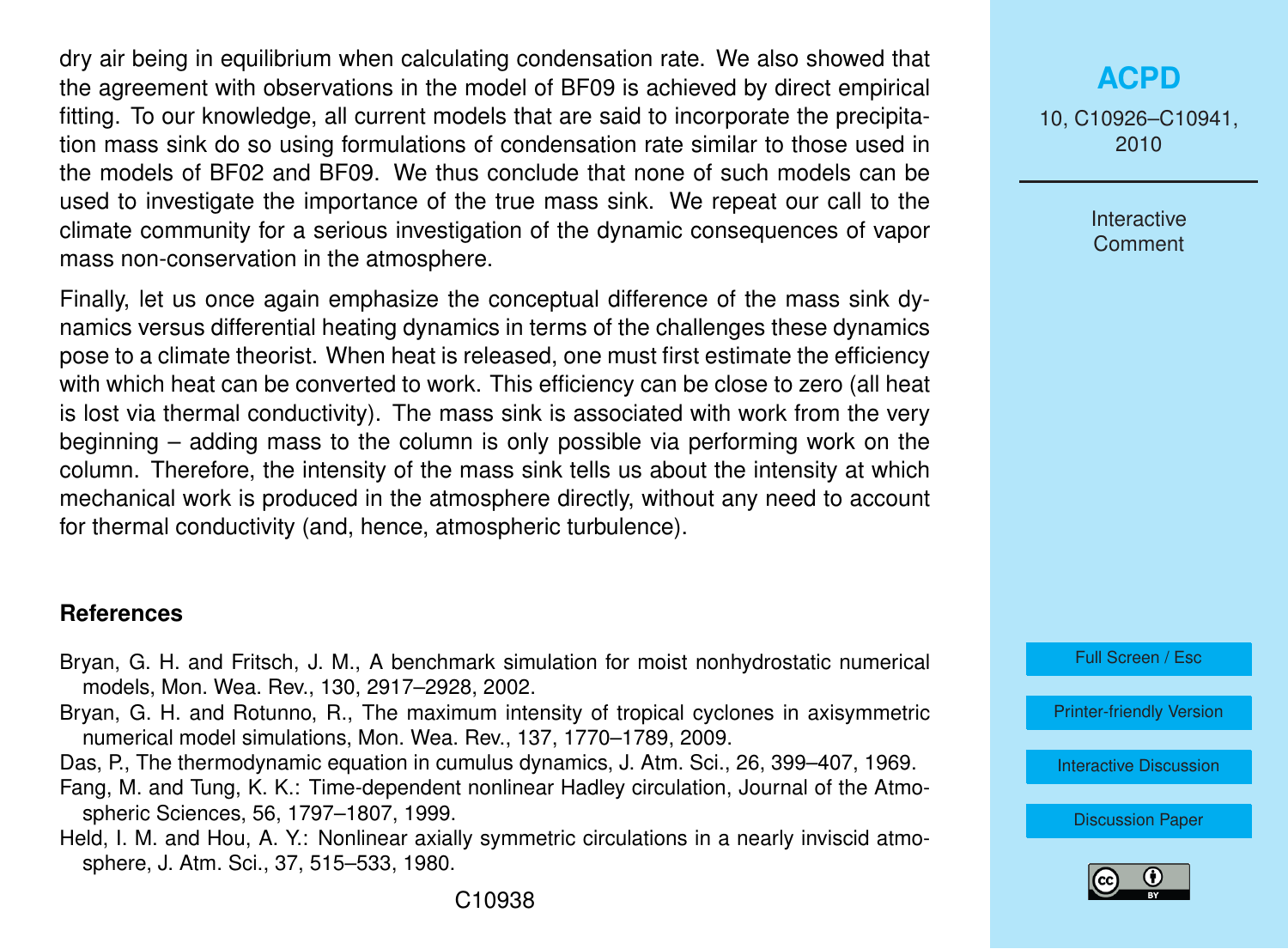dry air being in equilibrium when calculating condensation rate. We also showed that the agreement with observations in the model of BF09 is achieved by direct empirical fitting. To our knowledge, all current models that are said to incorporate the precipitation mass sink do so using formulations of condensation rate similar to those used in the models of BF02 and BF09. We thus conclude that none of such models can be used to investigate the importance of the true mass sink. We repeat our call to the climate community for a serious investigation of the dynamic consequences of vapor mass non-conservation in the atmosphere.

Finally, let us once again emphasize the conceptual difference of the mass sink dynamics versus differential heating dynamics in terms of the challenges these dynamics pose to a climate theorist. When heat is released, one must first estimate the efficiency with which heat can be converted to work. This efficiency can be close to zero (all heat is lost via thermal conductivity). The mass sink is associated with work from the very beginning – adding mass to the column is only possible via performing work on the column. Therefore, the intensity of the mass sink tells us about the intensity at which mechanical work is produced in the atmosphere directly, without any need to account for thermal conductivity (and, hence, atmospheric turbulence).

## References

Bryan, G. H. and Fritsch, J. M., A benchmark simulation for moist nonhydrostatic numerical models, Mon. Wea. Rev., 130, 2917–2928, 2002.

Bryan, G. H. and Rotunno, R., The maximum intensity of tropical cyclones in axisymmetric numerical model simulations, Mon. Wea. Rev., 137, 1770–1789, 2009.

Das, P., The thermodynamic equation in cumulus dynamics, J. Atm. Sci., 26, 399–407, 1969.

Fang, M. and Tung, K. K.: Time-dependent nonlinear Hadley circulation, Journal of the Atmospheric Sciences, 56, 1797–1807, 1999.

Held, I. M. and Hou, A. Y.: Nonlinear axially symmetric circulations in a nearly inviscid atmosphere, J. Atm. Sci., 37, 515–533, 1980.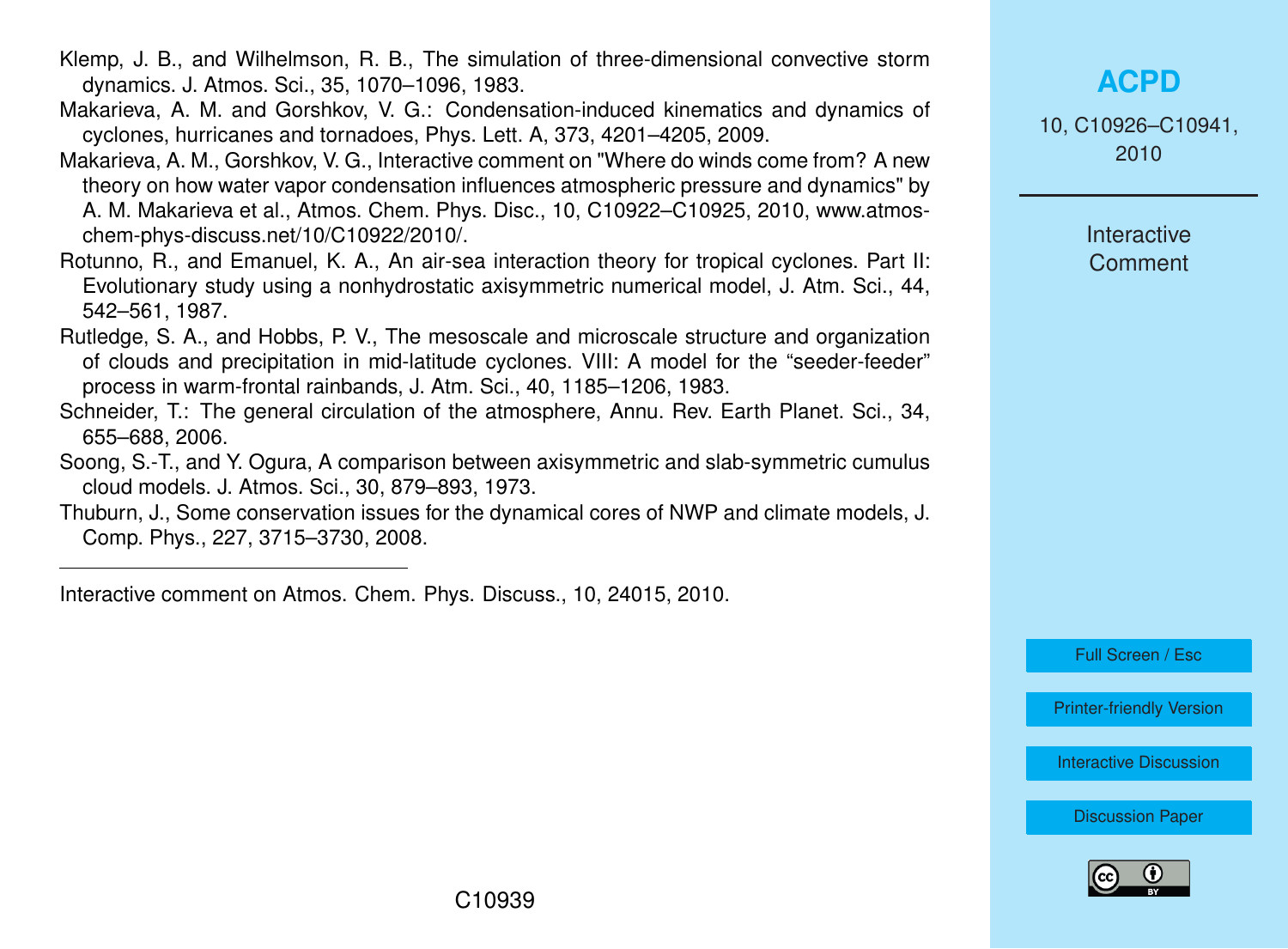Klemp, J. B., and Wilhelmson, R. B., The simulation of three-dimensional convective storm dynamics. J. Atmos. Sci., 35, 1070–1096, 1983.

Makarieva, A. M. and Gorshkov, V. G.: Condensation-induced kinematics and dynamics of cyclones, hurricanes and tornadoes, Phys. Lett. A, 373, 4201–4205, 2009.

Makarieva, A. M., Gorshkov, V. G., Interactive comment on "Where do winds come from? A new theory on how water vapor condensation influences atmospheric pressure and dynamics" by A. M. Makarieva et al., Atmos. Chem. Phys. Disc., 10, C10922–C10925, 2010, www.atmos-chem-phys-discuss.net/10/C10922/2010/.

Rotunno, R., and Emanuel, K. A., An air-sea interaction theory for tropical cyclones. Part II: Evolutionary study using a nonhydrostatic axisymmetric numerical model, J. Atm. Sci., 44, 542–561, 1987.

Rutledge, S. A., and Hobbs, P. V., The mesoscale and microscale structure and organization of clouds and precipitation in mid-latitude cyclones. VIII: A model for the "seeder-feeder" process in warm-frontal rainbands, J. Atm. Sci., 40, 1185–1206, 1983.

Schneider, T.: The general circulation of the atmosphere, Annu. Rev. Earth Planet. Sci., 34, 655–688, 2006.

Soong, S.-T., and Y. Ogura, A comparison between axisymmetric and slab-symmetric cumulus cloud models. J. Atmos. Sci., 30, 879–893, 1973.

Thuburn, J., Some conservation issues for the dynamical cores of NWP and climate models, J. Comp. Phys., 227, 3715–3730, 2008.

---

Interactive comment on Atmos. Chem. Phys. Discuss., 10, 24015, 2010.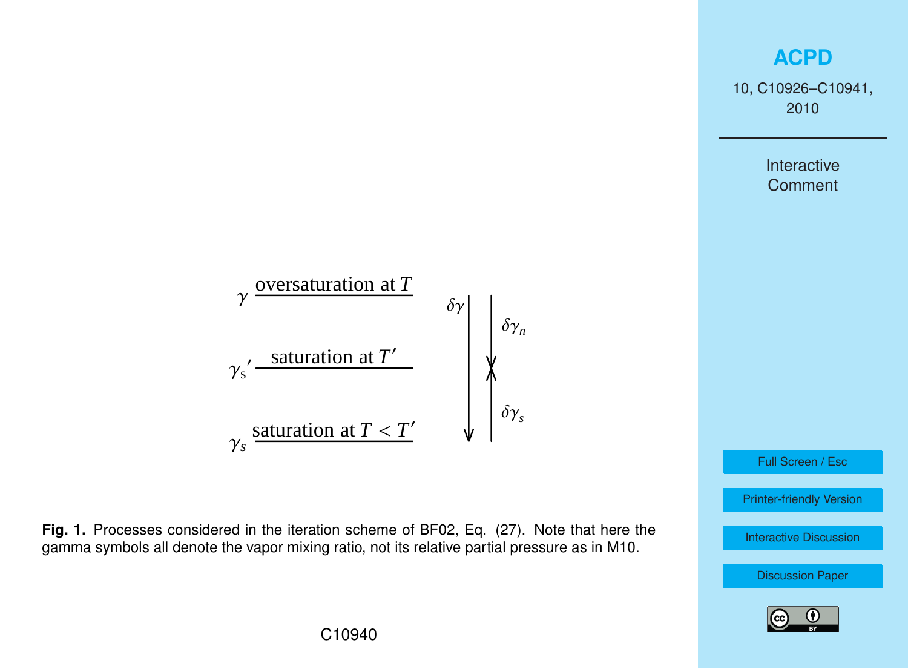$\gamma$ oversaturation at $T$

$\gamma_s{}'$ saturation at $T'$

$\gamma_s$ saturation at $T < T'$

$\delta\gamma$ $\delta\gamma_n$ $\delta\gamma_s$

**Fig. 1.** Processes considered in the iteration scheme of BF02, Eq. (27). Note that here the gamma symbols all denote the vapor mixing ratio, not its relative partial pressure as in M10.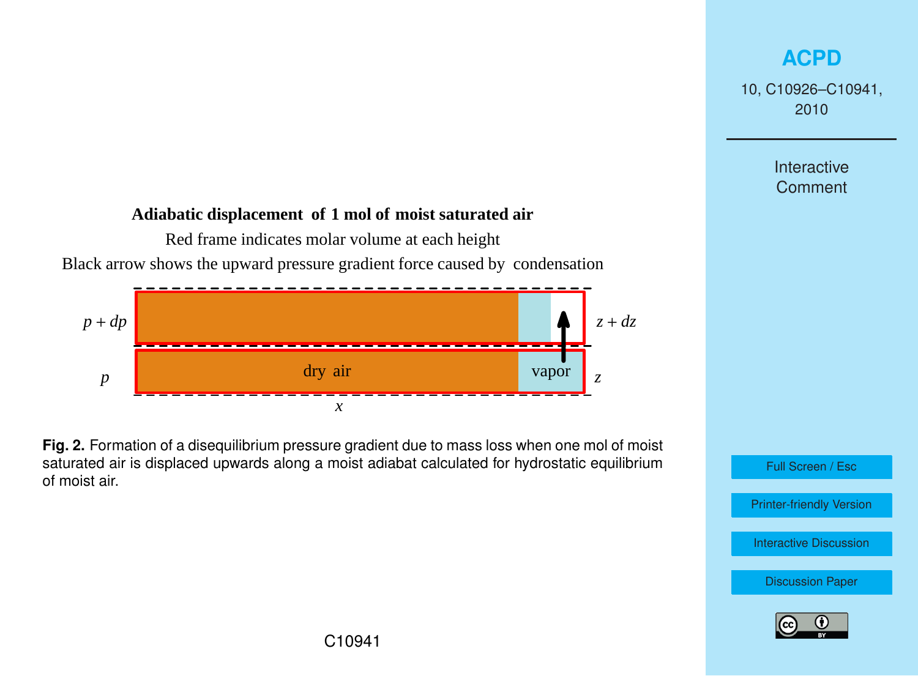**Adiabatic displacement of 1 mol of moist saturated air**

Red frame indicates molar volume at each height

Black arrow shows the upward pressure gradient force caused by condensation

$p + dp$

$z + dz$

$p$

dry air

vapor

$z$

$x$

**Fig. 2.** Formation of a disequilibrium pressure gradient due to mass loss when one mol of moist saturated air is displaced upwards along a moist adiabat calculated for hydrostatic equilibrium of moist air.